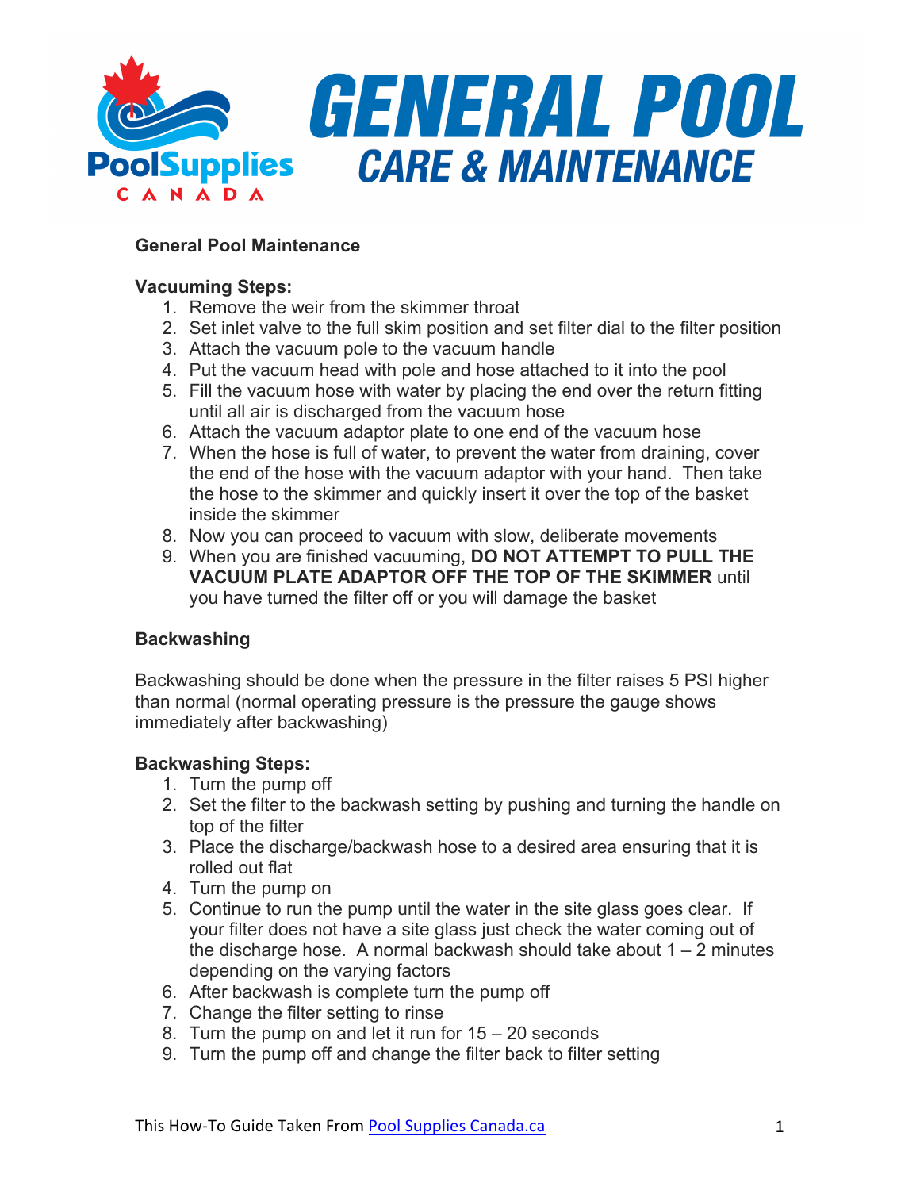# GENERAL POOL CARE & MAINTENANCE

PoolSupplies CANADA

## General Pool Maintenance

### Vacuuming Steps:

1. Remove the weir from the skimmer throat
2. Set inlet valve to the full skim position and set filter dial to the filter position
3. Attach the vacuum pole to the vacuum handle
4. Put the vacuum head with pole and hose attached to it into the pool
5. Fill the vacuum hose with water by placing the end over the return fitting until all air is discharged from the vacuum hose
6. Attach the vacuum adaptor plate to one end of the vacuum hose
7. When the hose is full of water, to prevent the water from draining, cover the end of the hose with the vacuum adaptor with your hand. Then take the hose to the skimmer and quickly insert it over the top of the basket inside the skimmer
8. Now you can proceed to vacuum with slow, deliberate movements
9. When you are finished vacuuming, **DO NOT ATTEMPT TO PULL THE VACUUM PLATE ADAPTOR OFF THE TOP OF THE SKIMMER** until you have turned the filter off or you will damage the basket

### Backwashing

Backwashing should be done when the pressure in the filter raises 5 PSI higher than normal (normal operating pressure is the pressure the gauge shows immediately after backwashing)

### Backwashing Steps:

1. Turn the pump off
2. Set the filter to the backwash setting by pushing and turning the handle on top of the filter
3. Place the discharge/backwash hose to a desired area ensuring that it is rolled out flat
4. Turn the pump on
5. Continue to run the pump until the water in the site glass goes clear. If your filter does not have a site glass just check the water coming out of the discharge hose. A normal backwash should take about 1 – 2 minutes depending on the varying factors
6. After backwash is complete turn the pump off
7. Change the filter setting to rinse
8. Turn the pump on and let it run for 15 – 20 seconds
9. Turn the pump off and change the filter back to filter setting

This How-To Guide Taken From [Pool Supplies Canada.ca](https://www.poolsuppliescanada.ca)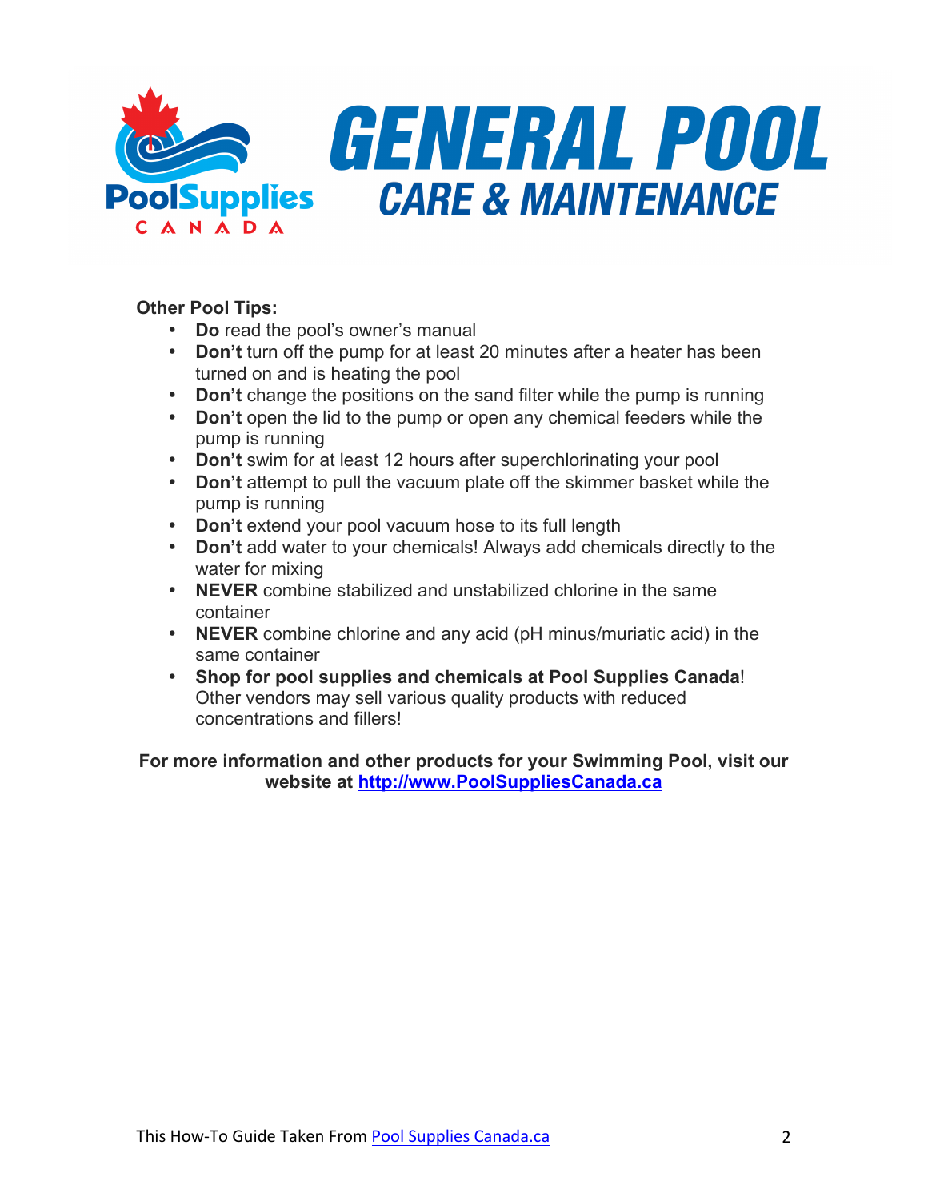# GENERAL POOL
## CARE & MAINTENANCE

**Other Pool Tips:**

- **Do** read the pool's owner's manual
- **Don't** turn off the pump for at least 20 minutes after a heater has been turned on and is heating the pool
- **Don't** change the positions on the sand filter while the pump is running
- **Don't** open the lid to the pump or open any chemical feeders while the pump is running
- **Don't** swim for at least 12 hours after superchlorinating your pool
- **Don't** attempt to pull the vacuum plate off the skimmer basket while the pump is running
- **Don't** extend your pool vacuum hose to its full length
- **Don't** add water to your chemicals! Always add chemicals directly to the water for mixing
- **NEVER** combine stabilized and unstabilized chlorine in the same container
- **NEVER** combine chlorine and any acid (pH minus/muriatic acid) in the same container
- **Shop for pool supplies and chemicals at Pool Supplies Canada**! Other vendors may sell various quality products with reduced concentrations and fillers!

**For more information and other products for your Swimming Pool, visit our website at [http://www.PoolSuppliesCanada.ca](http://www.PoolSuppliesCanada.ca)**

This How-To Guide Taken From [Pool Supplies Canada.ca](http://www.PoolSuppliesCanada.ca)